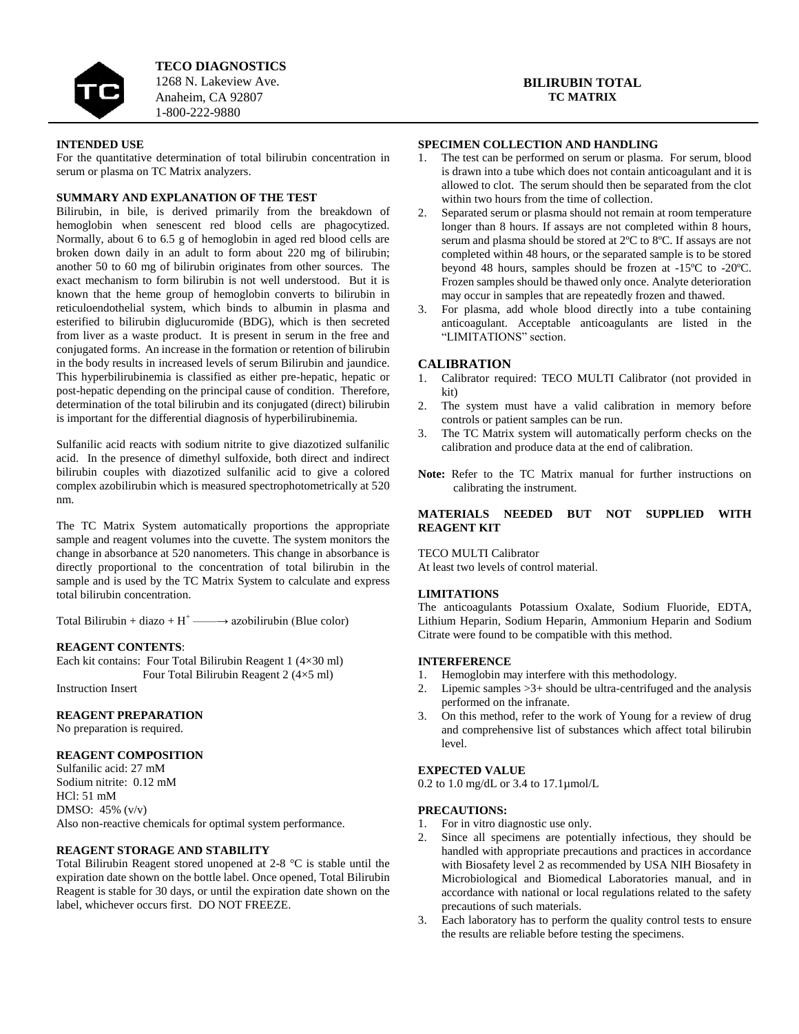**TECO DIAGNOSTICS**
1268 N. Lakeview Ave.
Anaheim, CA 92807
1-800-222-9880

# BILIRUBIN TOTAL
## TC MATRIX

### INTENDED USE

For the quantitative determination of total bilirubin concentration in serum or plasma on TC Matrix analyzers.

### SUMMARY AND EXPLANATION OF THE TEST

Bilirubin, in bile, is derived primarily from the breakdown of hemoglobin when senescent red blood cells are phagocytized. Normally, about 6 to 6.5 g of hemoglobin in aged red blood cells are broken down daily in an adult to form about 220 mg of bilirubin; another 50 to 60 mg of bilirubin originates from other sources. The exact mechanism to form bilirubin is not well understood. But it is known that the heme group of hemoglobin converts to bilirubin in reticuloendothelial system, which binds to albumin in plasma and esterified to bilirubin diglucuromide (BDG), which is then secreted from liver as a waste product. It is present in serum in the free and conjugated forms. An increase in the formation or retention of bilirubin in the body results in increased levels of serum Bilirubin and jaundice. This hyperbilirubinemia is classified as either pre-hepatic, hepatic or post-hepatic depending on the principal cause of condition. Therefore, determination of the total bilirubin and its conjugated (direct) bilirubin is important for the differential diagnosis of hyperbilirubinemia.

Sulfanilic acid reacts with sodium nitrite to give diazotized sulfanilic acid. In the presence of dimethyl sulfoxide, both direct and indirect bilirubin couples with diazotized sulfanilic acid to give a colored complex azobilirubin which is measured spectrophotometrically at 520 nm.

The TC Matrix System automatically proportions the appropriate sample and reagent volumes into the cuvette. The system monitors the change in absorbance at 520 nanometers. This change in absorbance is directly proportional to the concentration of total bilirubin in the sample and is used by the TC Matrix System to calculate and express total bilirubin concentration.

Total Bilirubin + diazo + $H^+$ ——→ azobilirubin (Blue color)

### REAGENT CONTENTS:

Each kit contains: Four Total Bilirubin Reagent 1 (4×30 ml)
Four Total Bilirubin Reagent 2 (4×5 ml)
Instruction Insert

### REAGENT PREPARATION

No preparation is required.

### REAGENT COMPOSITION

Sulfanilic acid: 27 mM
Sodium nitrite: 0.12 mM
HCl: 51 mM
DMSO: 45% (v/v)
Also non-reactive chemicals for optimal system performance.

### REAGENT STORAGE AND STABILITY

Total Bilirubin Reagent stored unopened at 2-8 °C is stable until the expiration date shown on the bottle label. Once opened, Total Bilirubin Reagent is stable for 30 days, or until the expiration date shown on the label, whichever occurs first. DO NOT FREEZE.

### SPECIMEN COLLECTION AND HANDLING

1. The test can be performed on serum or plasma. For serum, blood is drawn into a tube which does not contain anticoagulant and it is allowed to clot. The serum should then be separated from the clot within two hours from the time of collection.
2. Separated serum or plasma should not remain at room temperature longer than 8 hours. If assays are not completed within 8 hours, serum and plasma should be stored at 2ºC to 8ºC. If assays are not completed within 48 hours, or the separated sample is to be stored beyond 48 hours, samples should be frozen at -15ºC to -20ºC. Frozen samples should be thawed only once. Analyte deterioration may occur in samples that are repeatedly frozen and thawed.
3. For plasma, add whole blood directly into a tube containing anticoagulant. Acceptable anticoagulants are listed in the "LIMITATIONS" section.

### CALIBRATION

1. Calibrator required: TECO MULTI Calibrator (not provided in kit)
2. The system must have a valid calibration in memory before controls or patient samples can be run.
3. The TC Matrix system will automatically perform checks on the calibration and produce data at the end of calibration.

**Note:** Refer to the TC Matrix manual for further instructions on calibrating the instrument.

### MATERIALS NEEDED BUT NOT SUPPLIED WITH REAGENT KIT

TECO MULTI Calibrator
At least two levels of control material.

### LIMITATIONS

The anticoagulants Potassium Oxalate, Sodium Fluoride, EDTA, Lithium Heparin, Sodium Heparin, Ammonium Heparin and Sodium Citrate were found to be compatible with this method.

### INTERFERENCE

1. Hemoglobin may interfere with this methodology.
2. Lipemic samples >3+ should be ultra-centrifuged and the analysis performed on the infranate.
3. On this method, refer to the work of Young for a review of drug and comprehensive list of substances which affect total bilirubin level.

### EXPECTED VALUE

0.2 to 1.0 mg/dL or 3.4 to 17.1µmol/L

### PRECAUTIONS:

1. For in vitro diagnostic use only.
2. Since all specimens are potentially infectious, they should be handled with appropriate precautions and practices in accordance with Biosafety level 2 as recommended by USA NIH Biosafety in Microbiological and Biomedical Laboratories manual, and in accordance with national or local regulations related to the safety precautions of such materials.
3. Each laboratory has to perform the quality control tests to ensure the results are reliable before testing the specimens.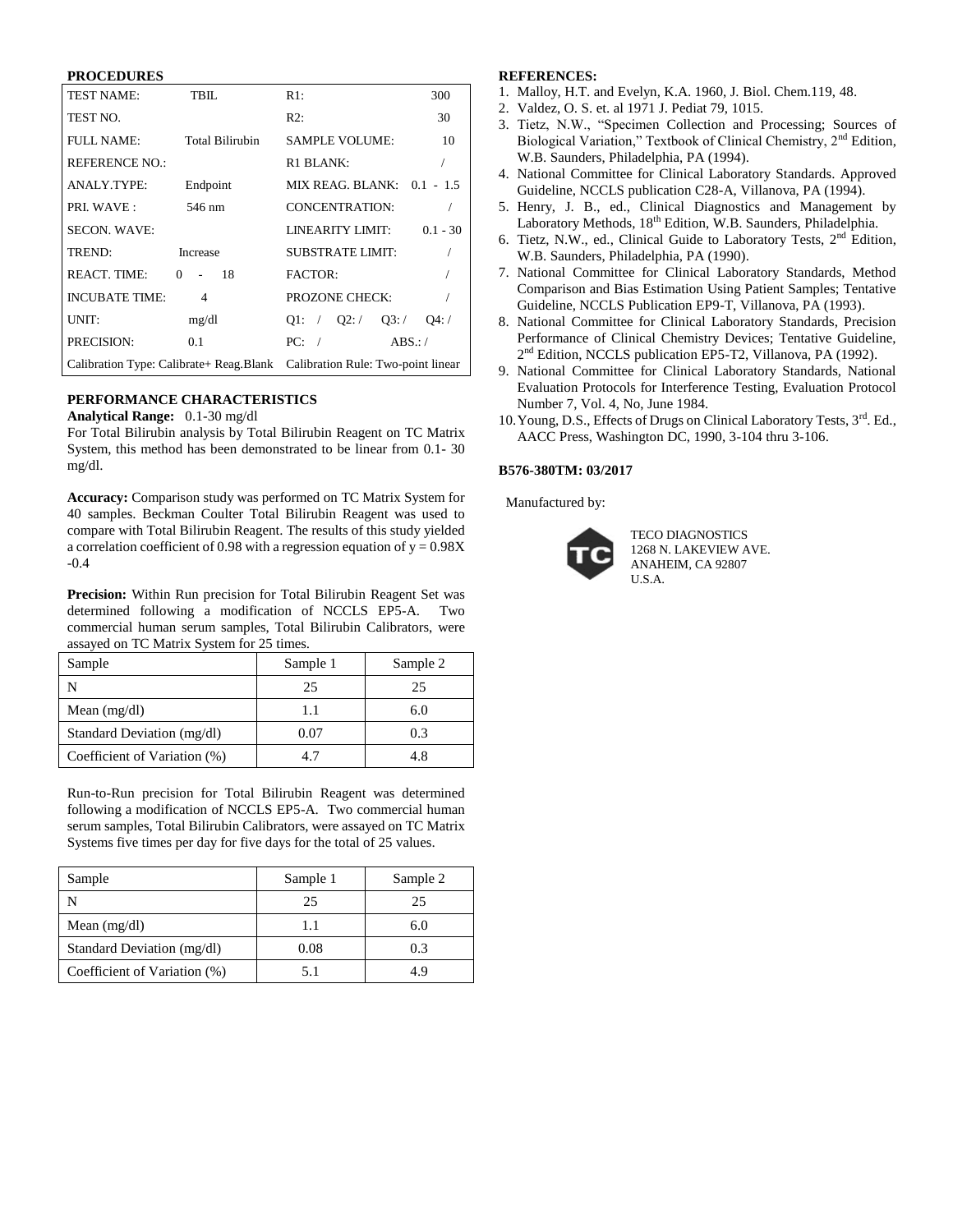## PROCEDURES

| | | | |
|---|---|---|---|
| TEST NAME: | TBIL | R1: | 300 |
| TEST NO. | | R2: | 30 |
| FULL NAME: | Total Bilirubin | SAMPLE VOLUME: | 10 |
| REFERENCE NO.: | | R1 BLANK: | / |
| ANALY.TYPE: | Endpoint | MIX REAG. BLANK: | 0.1 - 1.5 |
| PRI. WAVE : | 546 nm | CONCENTRATION: | / |
| SECON. WAVE: | | LINEARITY LIMIT: | 0.1 - 30 |
| TREND: | Increase | SUBSTRATE LIMIT: | / |
| REACT. TIME: | 0 - 18 | FACTOR: | / |
| INCUBATE TIME: | 4 | PROZONE CHECK: | / |
| UNIT: | mg/dl | Q1: / Q2: / Q3: / | Q4: / |
| PRECISION: | 0.1 | PC: / | ABS.: / |
| Calibration Type: Calibrate+ Reag.Blank | | Calibration Rule: Two-point linear | |

## PERFORMANCE CHARACTERISTICS

**Analytical Range:** 0.1-30 mg/dl

For Total Bilirubin analysis by Total Bilirubin Reagent on TC Matrix System, this method has been demonstrated to be linear from 0.1- 30 mg/dl.

**Accuracy:** Comparison study was performed on TC Matrix System for 40 samples. Beckman Coulter Total Bilirubin Reagent was used to compare with Total Bilirubin Reagent. The results of this study yielded a correlation coefficient of 0.98 with a regression equation of $y = 0.98X - 0.4$

**Precision:** Within Run precision for Total Bilirubin Reagent Set was determined following a modification of NCCLS EP5-A. Two commercial human serum samples, Total Bilirubin Calibrators, were assayed on TC Matrix System for 25 times.

| Sample | Sample 1 | Sample 2 |
|---|---|---|
| N | 25 | 25 |
| Mean (mg/dl) | 1.1 | 6.0 |
| Standard Deviation (mg/dl) | 0.07 | 0.3 |
| Coefficient of Variation (%) | 4.7 | 4.8 |

Run-to-Run precision for Total Bilirubin Reagent was determined following a modification of NCCLS EP5-A. Two commercial human serum samples, Total Bilirubin Calibrators, were assayed on TC Matrix Systems five times per day for five days for the total of 25 values.

| Sample | Sample 1 | Sample 2 |
|---|---|---|
| N | 25 | 25 |
| Mean (mg/dl) | 1.1 | 6.0 |
| Standard Deviation (mg/dl) | 0.08 | 0.3 |
| Coefficient of Variation (%) | 5.1 | 4.9 |

## REFERENCES:

1. Malloy, H.T. and Evelyn, K.A. 1960, J. Biol. Chem.119, 48.
2. Valdez, O. S. et. al 1971 J. Pediat 79, 1015.
3. Tietz, N.W., "Specimen Collection and Processing; Sources of Biological Variation," Textbook of Clinical Chemistry, 2nd Edition, W.B. Saunders, Philadelphia, PA (1994).
4. National Committee for Clinical Laboratory Standards. Approved Guideline, NCCLS publication C28-A, Villanova, PA (1994).
5. Henry, J. B., ed., Clinical Diagnostics and Management by Laboratory Methods, 18th Edition, W.B. Saunders, Philadelphia.
6. Tietz, N.W., ed., Clinical Guide to Laboratory Tests, 2nd Edition, W.B. Saunders, Philadelphia, PA (1990).
7. National Committee for Clinical Laboratory Standards, Method Comparison and Bias Estimation Using Patient Samples; Tentative Guideline, NCCLS Publication EP9-T, Villanova, PA (1993).
8. National Committee for Clinical Laboratory Standards, Precision Performance of Clinical Chemistry Devices; Tentative Guideline, 2nd Edition, NCCLS publication EP5-T2, Villanova, PA (1992).
9. National Committee for Clinical Laboratory Standards, National Evaluation Protocols for Interference Testing, Evaluation Protocol Number 7, Vol. 4, No, June 1984.
10. Young, D.S., Effects of Drugs on Clinical Laboratory Tests, 3rd. Ed., AACC Press, Washington DC, 1990, 3-104 thru 3-106.

**B576-380TM: 03/2017**

Manufactured by:

TECO DIAGNOSTICS
1268 N. LAKEVIEW AVE.
ANAHEIM, CA 92807
U.S.A.